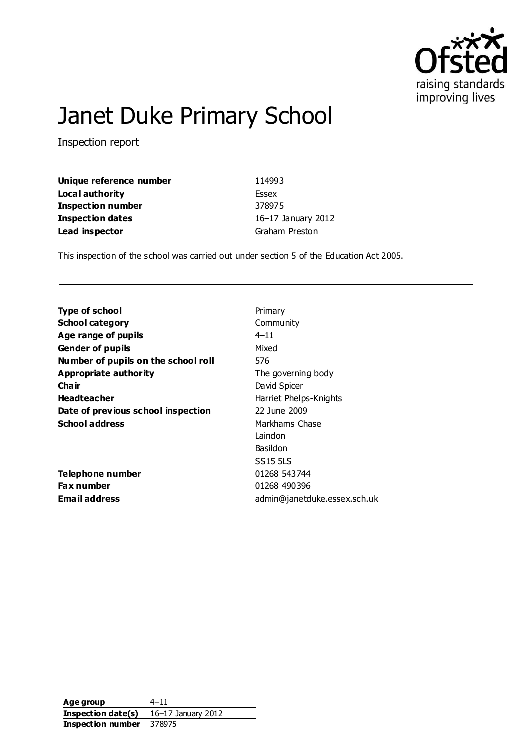Ofsted
raising standards
improving lives

# Janet Duke Primary School

Inspection report

| | |
|---|---|
| **Unique reference number** | 114993 |
| **Local authority** | Essex |
| **Inspection number** | 378975 |
| **Inspection dates** | 16–17 January 2012 |
| **Lead inspector** | Graham Preston |

This inspection of the school was carried out under section 5 of the Education Act 2005.

| | |
|---|---|
| **Type of school** | Primary |
| **School category** | Community |
| **Age range of pupils** | 4–11 |
| **Gender of pupils** | Mixed |
| **Number of pupils on the school roll** | 576 |
| **Appropriate authority** | The governing body |
| **Chair** | David Spicer |
| **Headteacher** | Harriet Phelps-Knights |
| **Date of previous school inspection** | 22 June 2009 |
| **School address** | Markhams Chase<br>Laindon<br>Basildon<br>SS15 5LS |
| **Telephone number** | 01268 543744 |
| **Fax number** | 01268 490396 |
| **Email address** | admin@janetduke.essex.sch.uk |

| | |
|---|---|
| **Age group** | 4–11 |
| **Inspection date(s)** | 16–17 January 2012 |
| **Inspection number** | 378975 |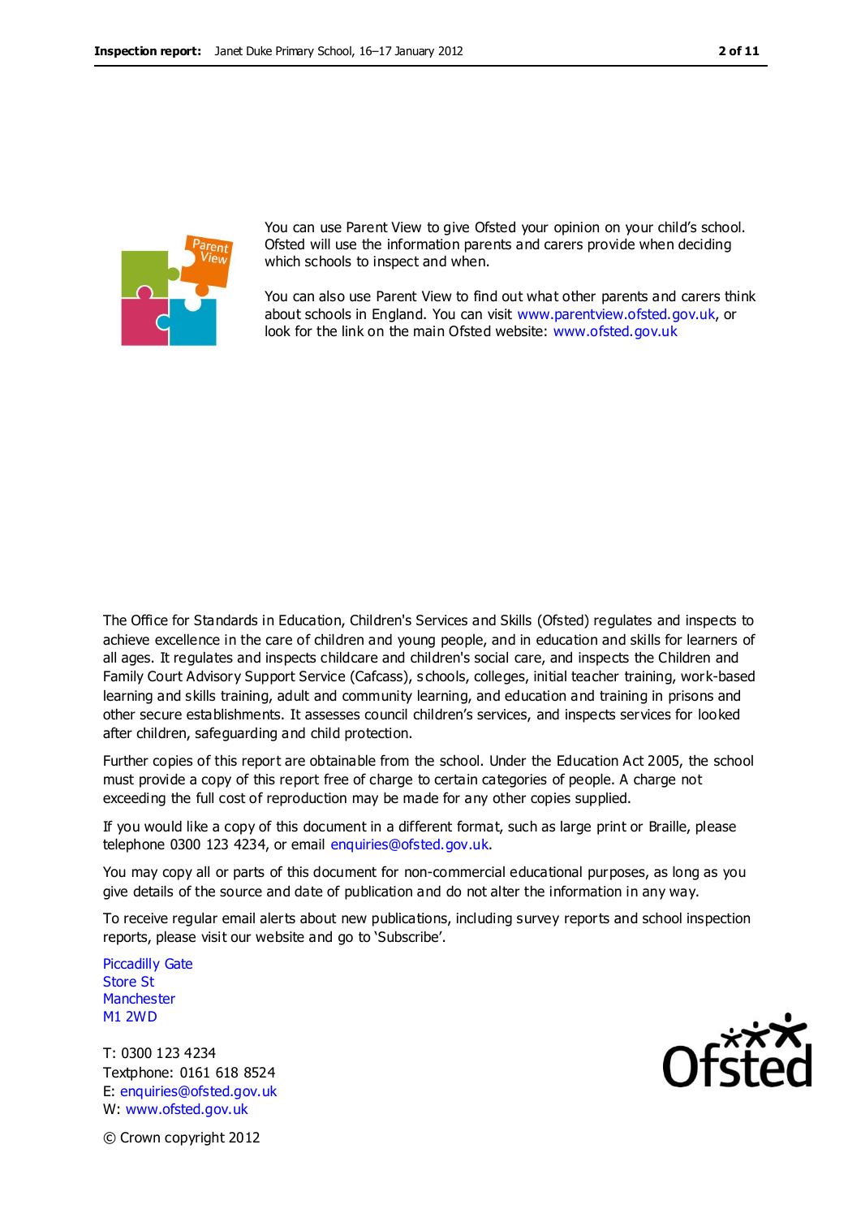You can use Parent View to give Ofsted your opinion on your child's school. Ofsted will use the information parents and carers provide when deciding which schools to inspect and when.

You can also use Parent View to find out what other parents and carers think about schools in England. You can visit www.parentview.ofsted.gov.uk, or look for the link on the main Ofsted website: www.ofsted.gov.uk

The Office for Standards in Education, Children's Services and Skills (Ofsted) regulates and inspects to achieve excellence in the care of children and young people, and in education and skills for learners of all ages. It regulates and inspects childcare and children's social care, and inspects the Children and Family Court Advisory Support Service (Cafcass), schools, colleges, initial teacher training, work-based learning and skills training, adult and community learning, and education and training in prisons and other secure establishments. It assesses council children's services, and inspects services for looked after children, safeguarding and child protection.

Further copies of this report are obtainable from the school. Under the Education Act 2005, the school must provide a copy of this report free of charge to certain categories of people. A charge not exceeding the full cost of reproduction may be made for any other copies supplied.

If you would like a copy of this document in a different format, such as large print or Braille, please telephone 0300 123 4234, or email enquiries@ofsted.gov.uk.

You may copy all or parts of this document for non-commercial educational purposes, as long as you give details of the source and date of publication and do not alter the information in any way.

To receive regular email alerts about new publications, including survey reports and school inspection reports, please visit our website and go to 'Subscribe'.

Piccadilly Gate
Store St
Manchester
M1 2WD

T: 0300 123 4234
Textphone: 0161 618 8524
E: enquiries@ofsted.gov.uk
W: www.ofsted.gov.uk

© Crown copyright 2012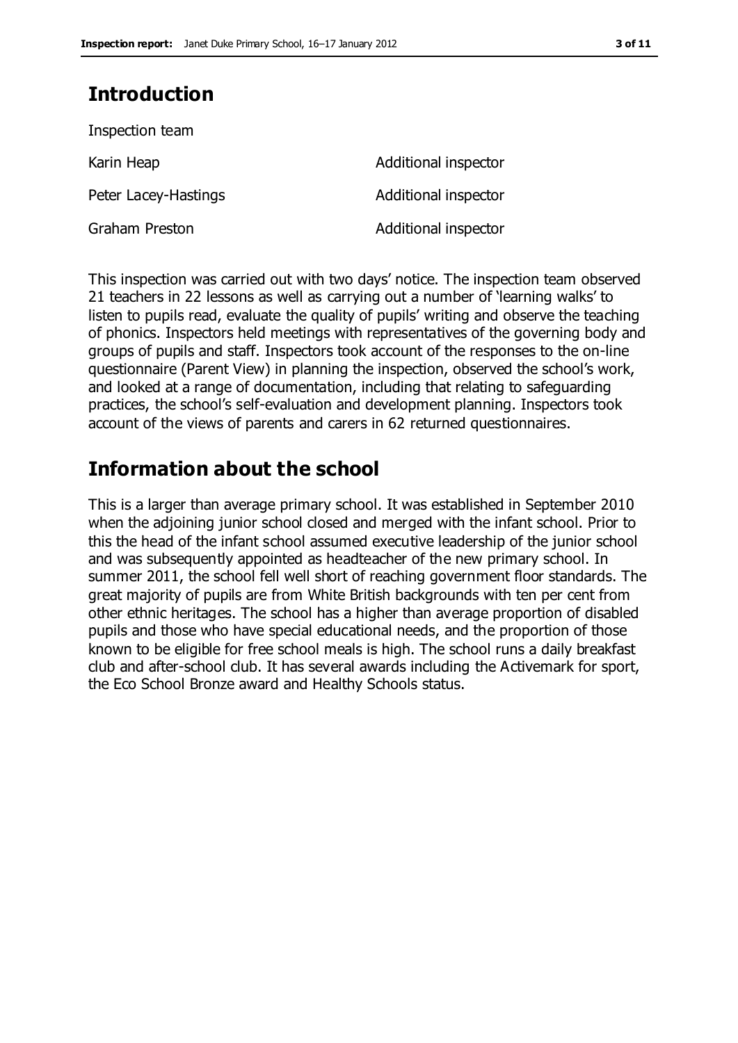## Introduction

Inspection team

| | |
|---|---|
| Karin Heap | Additional inspector |
| Peter Lacey-Hastings | Additional inspector |
| Graham Preston | Additional inspector |

This inspection was carried out with two days' notice. The inspection team observed 21 teachers in 22 lessons as well as carrying out a number of 'learning walks' to listen to pupils read, evaluate the quality of pupils' writing and observe the teaching of phonics. Inspectors held meetings with representatives of the governing body and groups of pupils and staff. Inspectors took account of the responses to the on-line questionnaire (Parent View) in planning the inspection, observed the school's work, and looked at a range of documentation, including that relating to safeguarding practices, the school's self-evaluation and development planning. Inspectors took account of the views of parents and carers in 62 returned questionnaires.

## Information about the school

This is a larger than average primary school. It was established in September 2010 when the adjoining junior school closed and merged with the infant school. Prior to this the head of the infant school assumed executive leadership of the junior school and was subsequently appointed as headteacher of the new primary school. In summer 2011, the school fell well short of reaching government floor standards. The great majority of pupils are from White British backgrounds with ten per cent from other ethnic heritages. The school has a higher than average proportion of disabled pupils and those who have special educational needs, and the proportion of those known to be eligible for free school meals is high. The school runs a daily breakfast club and after-school club. It has several awards including the Activemark for sport, the Eco School Bronze award and Healthy Schools status.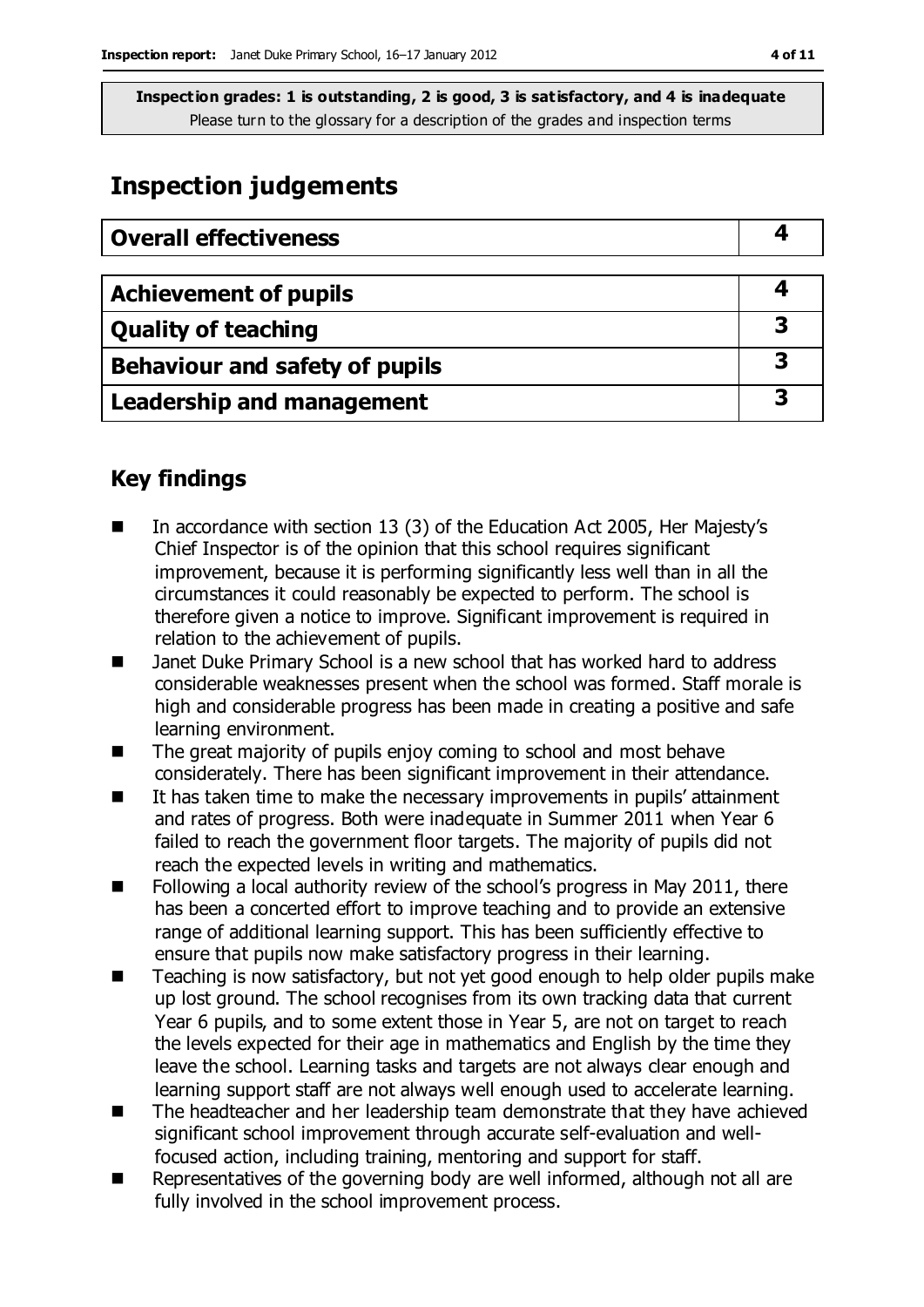**Inspection grades: 1 is outstanding, 2 is good, 3 is satisfactory, and 4 is inadequate**
Please turn to the glossary for a description of the grades and inspection terms

# Inspection judgements

| Overall effectiveness | 4 |
|---|---|

| Achievement of pupils | 4 |
|---|---|
| Quality of teaching | 3 |
| Behaviour and safety of pupils | 3 |
| Leadership and management | 3 |

## Key findings

- In accordance with section 13 (3) of the Education Act 2005, Her Majesty's Chief Inspector is of the opinion that this school requires significant improvement, because it is performing significantly less well than in all the circumstances it could reasonably be expected to perform. The school is therefore given a notice to improve. Significant improvement is required in relation to the achievement of pupils.
- Janet Duke Primary School is a new school that has worked hard to address considerable weaknesses present when the school was formed. Staff morale is high and considerable progress has been made in creating a positive and safe learning environment.
- The great majority of pupils enjoy coming to school and most behave considerately. There has been significant improvement in their attendance.
- It has taken time to make the necessary improvements in pupils' attainment and rates of progress. Both were inadequate in Summer 2011 when Year 6 failed to reach the government floor targets. The majority of pupils did not reach the expected levels in writing and mathematics.
- Following a local authority review of the school's progress in May 2011, there has been a concerted effort to improve teaching and to provide an extensive range of additional learning support. This has been sufficiently effective to ensure that pupils now make satisfactory progress in their learning.
- Teaching is now satisfactory, but not yet good enough to help older pupils make up lost ground. The school recognises from its own tracking data that current Year 6 pupils, and to some extent those in Year 5, are not on target to reach the levels expected for their age in mathematics and English by the time they leave the school. Learning tasks and targets are not always clear enough and learning support staff are not always well enough used to accelerate learning.
- The headteacher and her leadership team demonstrate that they have achieved significant school improvement through accurate self-evaluation and well-focused action, including training, mentoring and support for staff.
- Representatives of the governing body are well informed, although not all are fully involved in the school improvement process.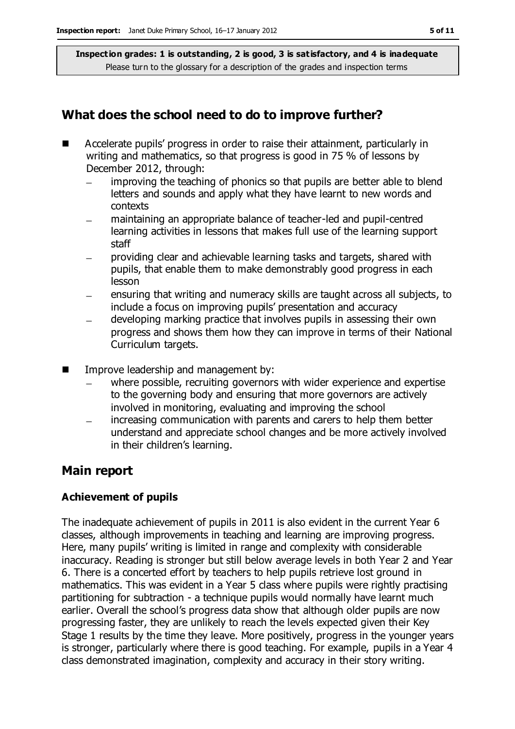**Inspection grades: 1 is outstanding, 2 is good, 3 is satisfactory, and 4 is inadequate**
Please turn to the glossary for a description of the grades and inspection terms

## What does the school need to do to improve further?

- Accelerate pupils' progress in order to raise their attainment, particularly in writing and mathematics, so that progress is good in 75 % of lessons by December 2012, through:
  - improving the teaching of phonics so that pupils are better able to blend letters and sounds and apply what they have learnt to new words and contexts
  - maintaining an appropriate balance of teacher-led and pupil-centred learning activities in lessons that makes full use of the learning support staff
  - providing clear and achievable learning tasks and targets, shared with pupils, that enable them to make demonstrably good progress in each lesson
  - ensuring that writing and numeracy skills are taught across all subjects, to include a focus on improving pupils' presentation and accuracy
  - developing marking practice that involves pupils in assessing their own progress and shows them how they can improve in terms of their National Curriculum targets.
- Improve leadership and management by:
  - where possible, recruiting governors with wider experience and expertise to the governing body and ensuring that more governors are actively involved in monitoring, evaluating and improving the school
  - increasing communication with parents and carers to help them better understand and appreciate school changes and be more actively involved in their children's learning.

## Main report

### Achievement of pupils

The inadequate achievement of pupils in 2011 is also evident in the current Year 6 classes, although improvements in teaching and learning are improving progress. Here, many pupils' writing is limited in range and complexity with considerable inaccuracy. Reading is stronger but still below average levels in both Year 2 and Year 6. There is a concerted effort by teachers to help pupils retrieve lost ground in mathematics. This was evident in a Year 5 class where pupils were rightly practising partitioning for subtraction - a technique pupils would normally have learnt much earlier. Overall the school's progress data show that although older pupils are now progressing faster, they are unlikely to reach the levels expected given their Key Stage 1 results by the time they leave. More positively, progress in the younger years is stronger, particularly where there is good teaching. For example, pupils in a Year 4 class demonstrated imagination, complexity and accuracy in their story writing.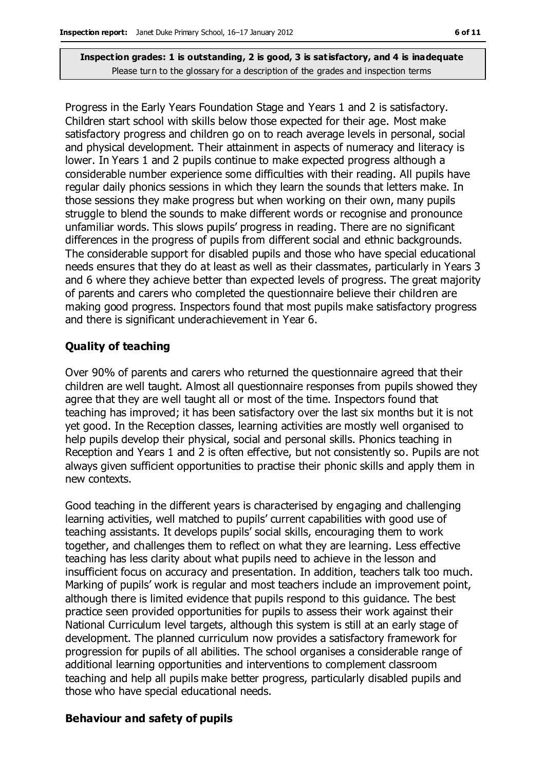**Inspection grades: 1 is outstanding, 2 is good, 3 is satisfactory, and 4 is inadequate**
Please turn to the glossary for a description of the grades and inspection terms

Progress in the Early Years Foundation Stage and Years 1 and 2 is satisfactory. Children start school with skills below those expected for their age. Most make satisfactory progress and children go on to reach average levels in personal, social and physical development. Their attainment in aspects of numeracy and literacy is lower. In Years 1 and 2 pupils continue to make expected progress although a considerable number experience some difficulties with their reading. All pupils have regular daily phonics sessions in which they learn the sounds that letters make. In those sessions they make progress but when working on their own, many pupils struggle to blend the sounds to make different words or recognise and pronounce unfamiliar words. This slows pupils' progress in reading. There are no significant differences in the progress of pupils from different social and ethnic backgrounds. The considerable support for disabled pupils and those who have special educational needs ensures that they do at least as well as their classmates, particularly in Years 3 and 6 where they achieve better than expected levels of progress. The great majority of parents and carers who completed the questionnaire believe their children are making good progress. Inspectors found that most pupils make satisfactory progress and there is significant underachievement in Year 6.

## Quality of teaching

Over 90% of parents and carers who returned the questionnaire agreed that their children are well taught. Almost all questionnaire responses from pupils showed they agree that they are well taught all or most of the time. Inspectors found that teaching has improved; it has been satisfactory over the last six months but it is not yet good. In the Reception classes, learning activities are mostly well organised to help pupils develop their physical, social and personal skills. Phonics teaching in Reception and Years 1 and 2 is often effective, but not consistently so. Pupils are not always given sufficient opportunities to practise their phonic skills and apply them in new contexts.

Good teaching in the different years is characterised by engaging and challenging learning activities, well matched to pupils' current capabilities with good use of teaching assistants. It develops pupils' social skills, encouraging them to work together, and challenges them to reflect on what they are learning. Less effective teaching has less clarity about what pupils need to achieve in the lesson and insufficient focus on accuracy and presentation. In addition, teachers talk too much. Marking of pupils' work is regular and most teachers include an improvement point, although there is limited evidence that pupils respond to this guidance. The best practice seen provided opportunities for pupils to assess their work against their National Curriculum level targets, although this system is still at an early stage of development. The planned curriculum now provides a satisfactory framework for progression for pupils of all abilities. The school organises a considerable range of additional learning opportunities and interventions to complement classroom teaching and help all pupils make better progress, particularly disabled pupils and those who have special educational needs.

## Behaviour and safety of pupils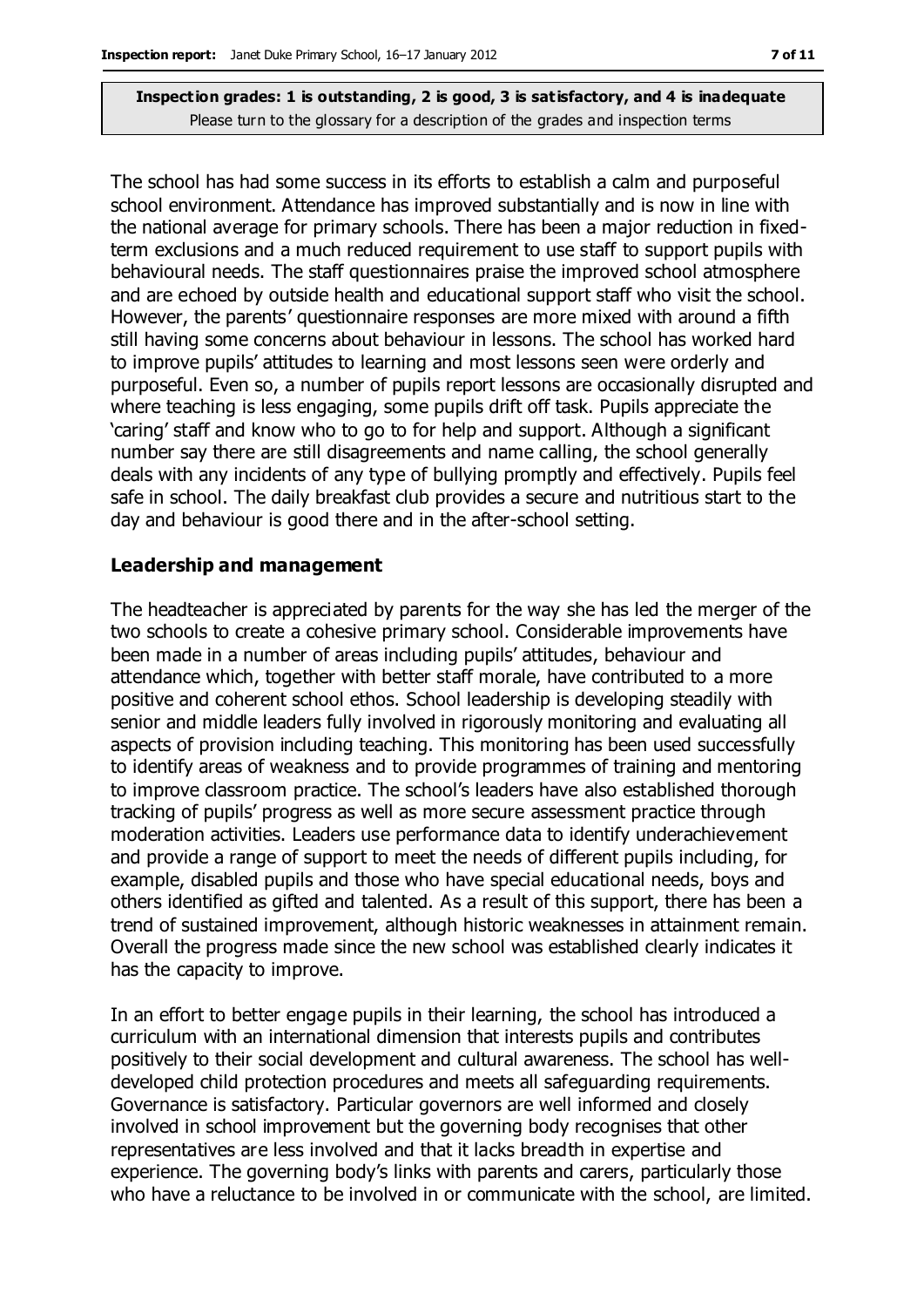**Inspection grades: 1 is outstanding, 2 is good, 3 is satisfactory, and 4 is inadequate**
Please turn to the glossary for a description of the grades and inspection terms

The school has had some success in its efforts to establish a calm and purposeful school environment. Attendance has improved substantially and is now in line with the national average for primary schools. There has been a major reduction in fixed-term exclusions and a much reduced requirement to use staff to support pupils with behavioural needs. The staff questionnaires praise the improved school atmosphere and are echoed by outside health and educational support staff who visit the school. However, the parents' questionnaire responses are more mixed with around a fifth still having some concerns about behaviour in lessons. The school has worked hard to improve pupils' attitudes to learning and most lessons seen were orderly and purposeful. Even so, a number of pupils report lessons are occasionally disrupted and where teaching is less engaging, some pupils drift off task. Pupils appreciate the 'caring' staff and know who to go to for help and support. Although a significant number say there are still disagreements and name calling, the school generally deals with any incidents of any type of bullying promptly and effectively. Pupils feel safe in school. The daily breakfast club provides a secure and nutritious start to the day and behaviour is good there and in the after-school setting.

### Leadership and management

The headteacher is appreciated by parents for the way she has led the merger of the two schools to create a cohesive primary school. Considerable improvements have been made in a number of areas including pupils' attitudes, behaviour and attendance which, together with better staff morale, have contributed to a more positive and coherent school ethos. School leadership is developing steadily with senior and middle leaders fully involved in rigorously monitoring and evaluating all aspects of provision including teaching. This monitoring has been used successfully to identify areas of weakness and to provide programmes of training and mentoring to improve classroom practice. The school's leaders have also established thorough tracking of pupils' progress as well as more secure assessment practice through moderation activities. Leaders use performance data to identify underachievement and provide a range of support to meet the needs of different pupils including, for example, disabled pupils and those who have special educational needs, boys and others identified as gifted and talented. As a result of this support, there has been a trend of sustained improvement, although historic weaknesses in attainment remain. Overall the progress made since the new school was established clearly indicates it has the capacity to improve.

In an effort to better engage pupils in their learning, the school has introduced a curriculum with an international dimension that interests pupils and contributes positively to their social development and cultural awareness. The school has well-developed child protection procedures and meets all safeguarding requirements. Governance is satisfactory. Particular governors are well informed and closely involved in school improvement but the governing body recognises that other representatives are less involved and that it lacks breadth in expertise and experience. The governing body's links with parents and carers, particularly those who have a reluctance to be involved in or communicate with the school, are limited.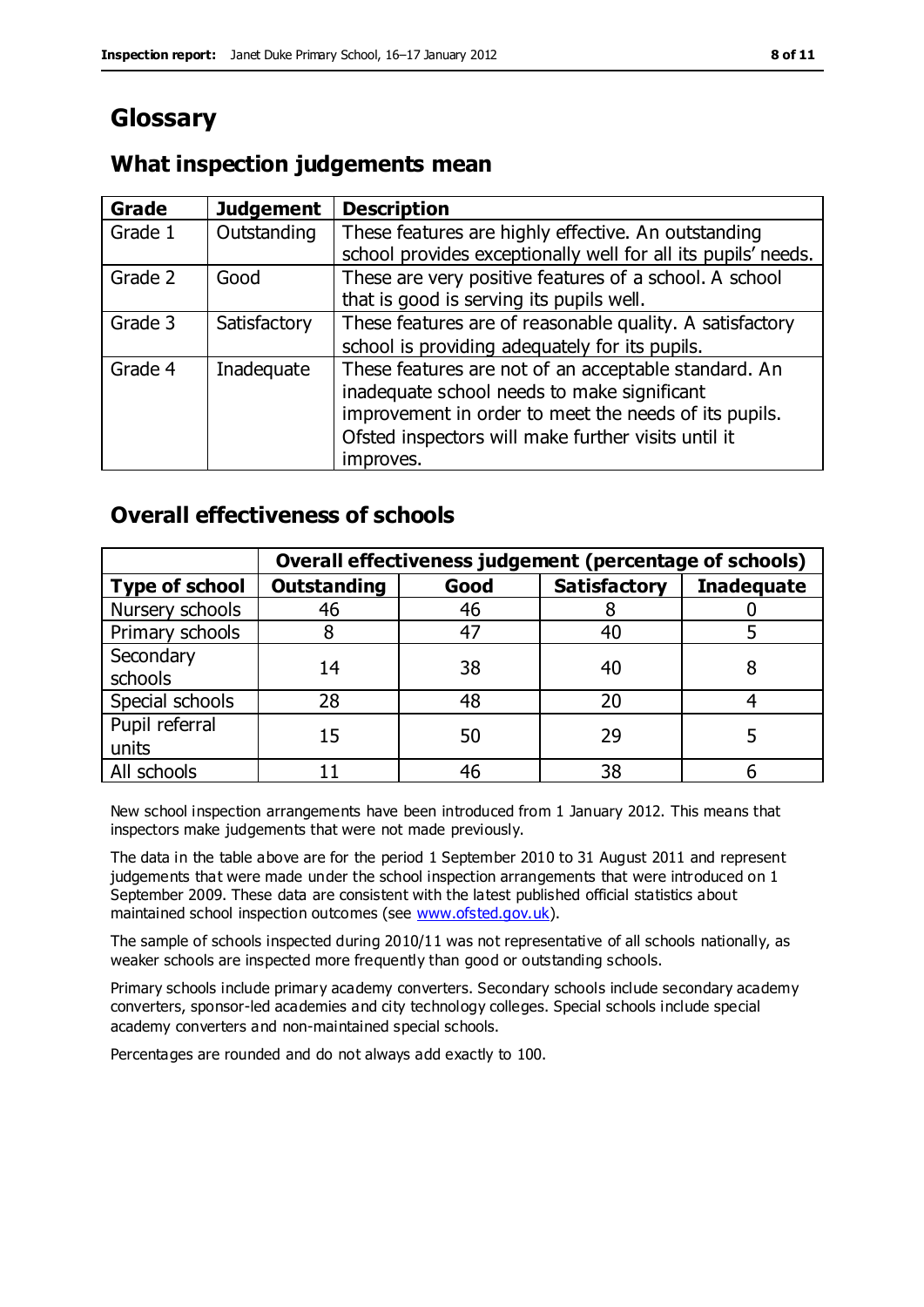# Glossary

## What inspection judgements mean

| Grade | Judgement | Description |
| --- | --- | --- |
| Grade 1 | Outstanding | These features are highly effective. An outstanding school provides exceptionally well for all its pupils' needs. |
| Grade 2 | Good | These are very positive features of a school. A school that is good is serving its pupils well. |
| Grade 3 | Satisfactory | These features are of reasonable quality. A satisfactory school is providing adequately for its pupils. |
| Grade 4 | Inadequate | These features are not of an acceptable standard. An inadequate school needs to make significant improvement in order to meet the needs of its pupils. Ofsted inspectors will make further visits until it improves. |

## Overall effectiveness of schools

| | Overall effectiveness judgement (percentage of schools) | | | |
| --- | --- | --- | --- | --- |
| **Type of school** | **Outstanding** | **Good** | **Satisfactory** | **Inadequate** |
| Nursery schools | 46 | 46 | 8 | 0 |
| Primary schools | 8 | 47 | 40 | 5 |
| Secondary schools | 14 | 38 | 40 | 8 |
| Special schools | 28 | 48 | 20 | 4 |
| Pupil referral units | 15 | 50 | 29 | 5 |
| All schools | 11 | 46 | 38 | 6 |

New school inspection arrangements have been introduced from 1 January 2012. This means that inspectors make judgements that were not made previously.

The data in the table above are for the period 1 September 2010 to 31 August 2011 and represent judgements that were made under the school inspection arrangements that were introduced on 1 September 2009. These data are consistent with the latest published official statistics about maintained school inspection outcomes (see www.ofsted.gov.uk).

The sample of schools inspected during 2010/11 was not representative of all schools nationally, as weaker schools are inspected more frequently than good or outstanding schools.

Primary schools include primary academy converters. Secondary schools include secondary academy converters, sponsor-led academies and city technology colleges. Special schools include special academy converters and non-maintained special schools.

Percentages are rounded and do not always add exactly to 100.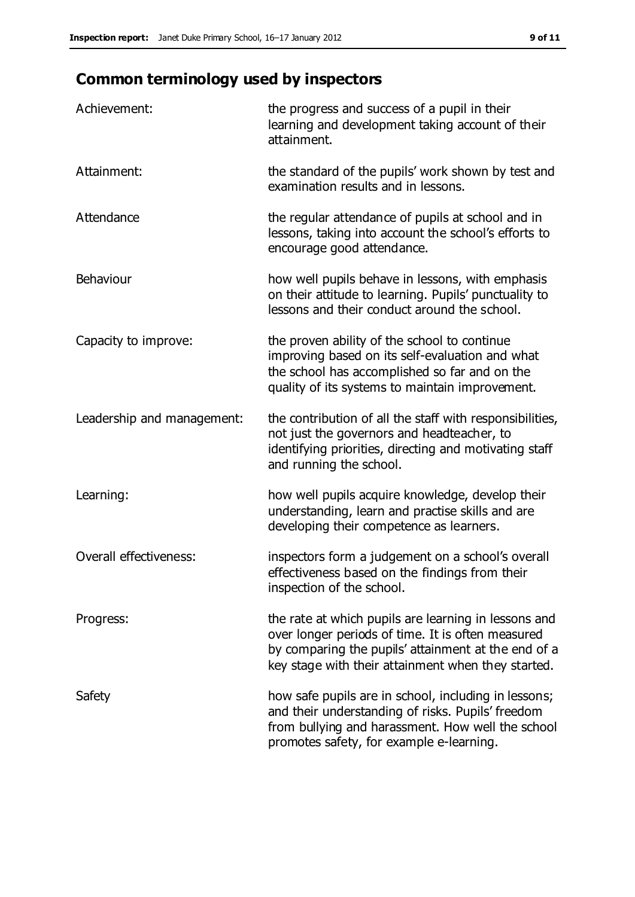## Common terminology used by inspectors

| | |
|---|---|
| Achievement: | the progress and success of a pupil in their learning and development taking account of their attainment. |
| Attainment: | the standard of the pupils' work shown by test and examination results and in lessons. |
| Attendance | the regular attendance of pupils at school and in lessons, taking into account the school's efforts to encourage good attendance. |
| Behaviour | how well pupils behave in lessons, with emphasis on their attitude to learning. Pupils' punctuality to lessons and their conduct around the school. |
| Capacity to improve: | the proven ability of the school to continue improving based on its self-evaluation and what the school has accomplished so far and on the quality of its systems to maintain improvement. |
| Leadership and management: | the contribution of all the staff with responsibilities, not just the governors and headteacher, to identifying priorities, directing and motivating staff and running the school. |
| Learning: | how well pupils acquire knowledge, develop their understanding, learn and practise skills and are developing their competence as learners. |
| Overall effectiveness: | inspectors form a judgement on a school's overall effectiveness based on the findings from their inspection of the school. |
| Progress: | the rate at which pupils are learning in lessons and over longer periods of time. It is often measured by comparing the pupils' attainment at the end of a key stage with their attainment when they started. |
| Safety | how safe pupils are in school, including in lessons; and their understanding of risks. Pupils' freedom from bullying and harassment. How well the school promotes safety, for example e-learning. |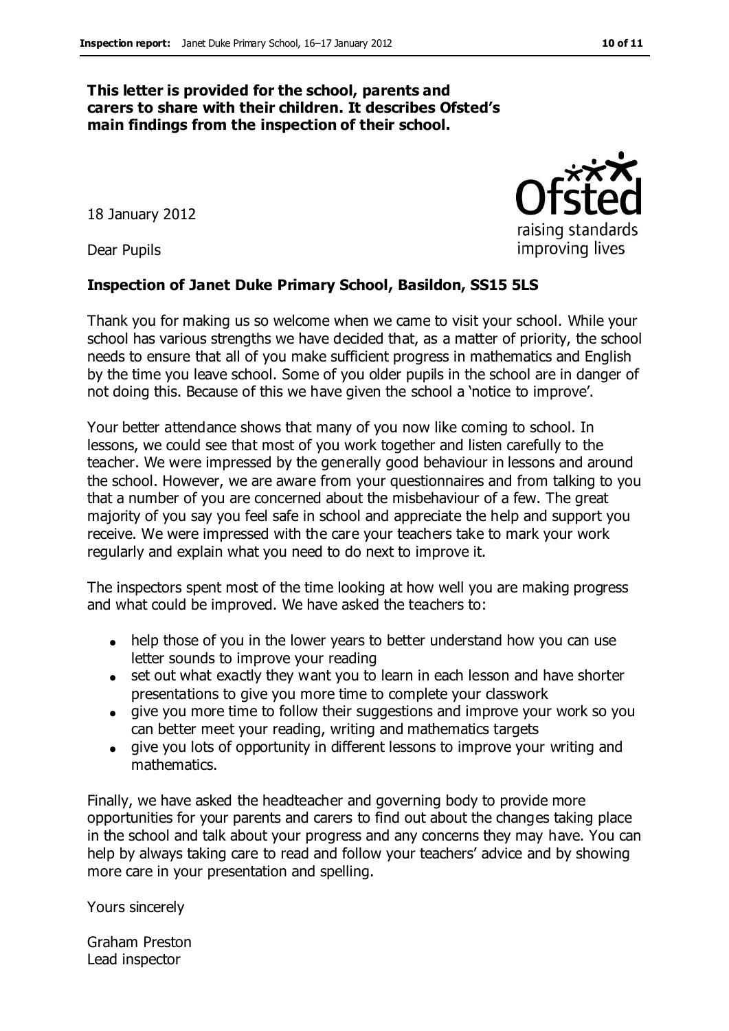**This letter is provided for the school, parents and carers to share with their children. It describes Ofsted's main findings from the inspection of their school.**

18 January 2012

Dear Pupils

**Inspection of Janet Duke Primary School, Basildon, SS15 5LS**

Thank you for making us so welcome when we came to visit your school. While your school has various strengths we have decided that, as a matter of priority, the school needs to ensure that all of you make sufficient progress in mathematics and English by the time you leave school. Some of you older pupils in the school are in danger of not doing this. Because of this we have given the school a 'notice to improve'.

Your better attendance shows that many of you now like coming to school. In lessons, we could see that most of you work together and listen carefully to the teacher. We were impressed by the generally good behaviour in lessons and around the school. However, we are aware from your questionnaires and from talking to you that a number of you are concerned about the misbehaviour of a few. The great majority of you say you feel safe in school and appreciate the help and support you receive. We were impressed with the care your teachers take to mark your work regularly and explain what you need to do next to improve it.

The inspectors spent most of the time looking at how well you are making progress and what could be improved. We have asked the teachers to:

- help those of you in the lower years to better understand how you can use letter sounds to improve your reading
- set out what exactly they want you to learn in each lesson and have shorter presentations to give you more time to complete your classwork
- give you more time to follow their suggestions and improve your work so you can better meet your reading, writing and mathematics targets
- give you lots of opportunity in different lessons to improve your writing and mathematics.

Finally, we have asked the headteacher and governing body to provide more opportunities for your parents and carers to find out about the changes taking place in the school and talk about your progress and any concerns they may have. You can help by always taking care to read and follow your teachers' advice and by showing more care in your presentation and spelling.

Yours sincerely

Graham Preston
Lead inspector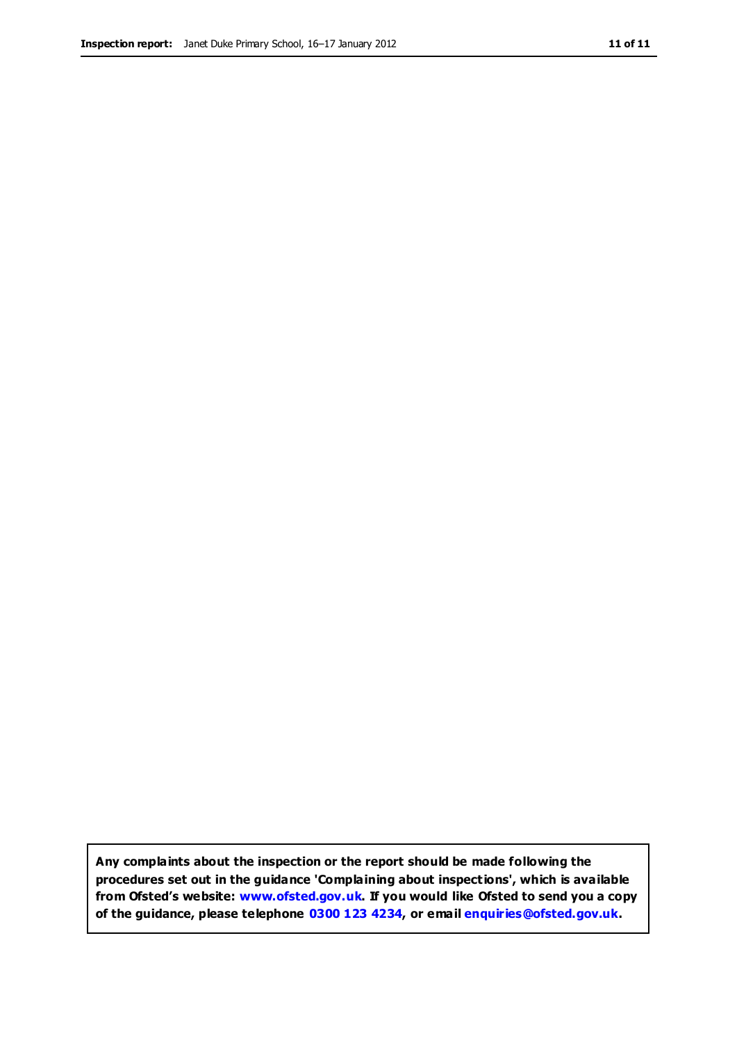**Any complaints about the inspection or the report should be made following the procedures set out in the guidance 'Complaining about inspections', which is available from Ofsted's website: www.ofsted.gov.uk. If you would like Ofsted to send you a copy of the guidance, please telephone 0300 123 4234, or email enquiries@ofsted.gov.uk.**